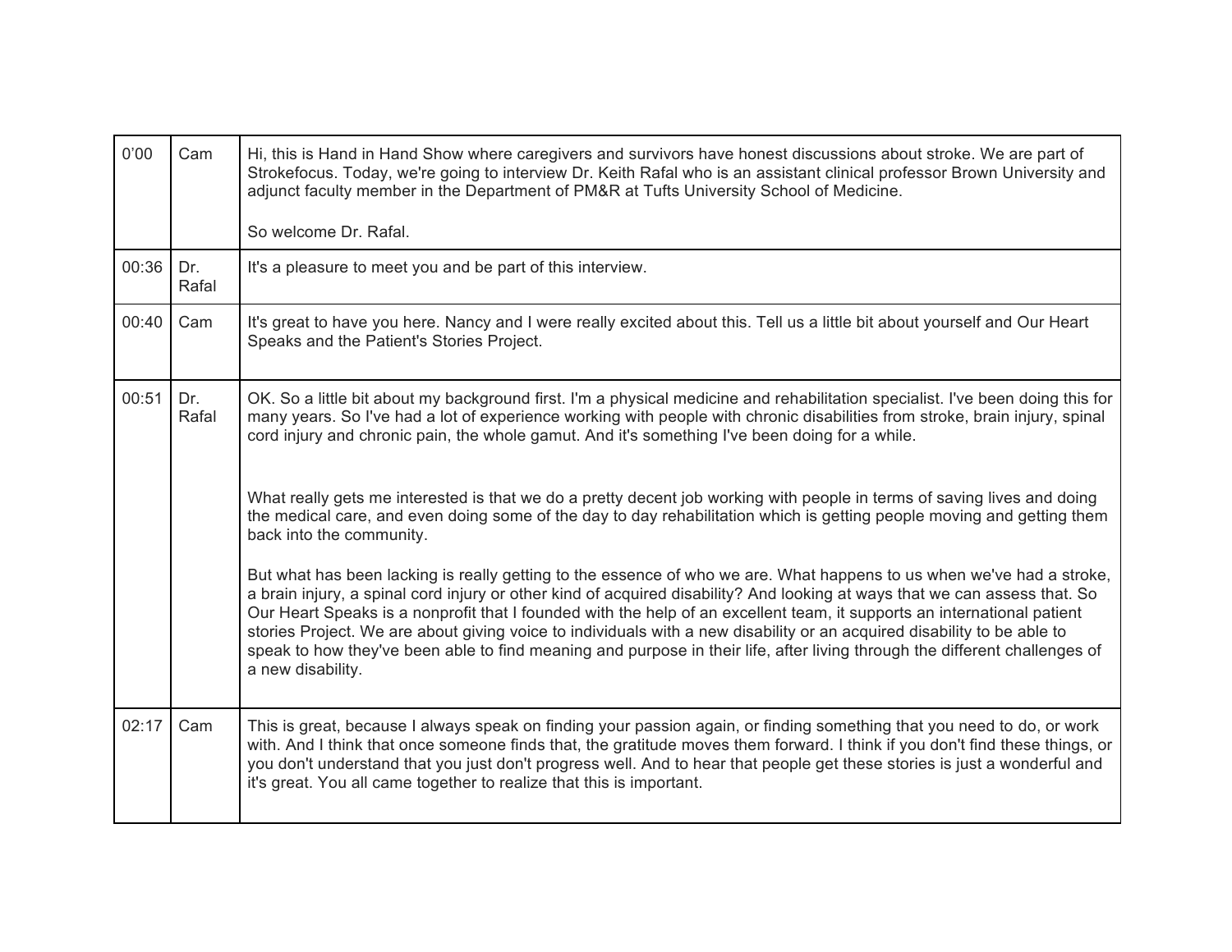| 0'00 | Cam | Hi, this is Hand in Hand Show where caregivers and survivors have honest discussions about stroke. We are part of Strokefocus. Today, we're going to interview Dr. Keith Rafal who is an assistant clinical professor Brown University and adjunct faculty member in the Department of PM&R at Tufts University School of Medicine.<br><br>So welcome Dr. Rafal. |
|---|---|---|
| 00:36 | Dr. Rafal | It's a pleasure to meet you and be part of this interview. |
| 00:40 | Cam | It's great to have you here. Nancy and I were really excited about this. Tell us a little bit about yourself and Our Heart Speaks and the Patient's Stories Project. |
| 00:51 | Dr. Rafal | OK. So a little bit about my background first. I'm a physical medicine and rehabilitation specialist. I've been doing this for many years. So I've had a lot of experience working with people with chronic disabilities from stroke, brain injury, spinal cord injury and chronic pain, the whole gamut. And it's something I've been doing for a while.<br><br>What really gets me interested is that we do a pretty decent job working with people in terms of saving lives and doing the medical care, and even doing some of the day to day rehabilitation which is getting people moving and getting them back into the community.<br><br>But what has been lacking is really getting to the essence of who we are. What happens to us when we've had a stroke, a brain injury, a spinal cord injury or other kind of acquired disability? And looking at ways that we can assess that. So Our Heart Speaks is a nonprofit that I founded with the help of an excellent team, it supports an international patient stories Project. We are about giving voice to individuals with a new disability or an acquired disability to be able to speak to how they've been able to find meaning and purpose in their life, after living through the different challenges of a new disability. |
| 02:17 | Cam | This is great, because I always speak on finding your passion again, or finding something that you need to do, or work with. And I think that once someone finds that, the gratitude moves them forward. I think if you don't find these things, or you don't understand that you just don't progress well. And to hear that people get these stories is just a wonderful and it's great. You all came together to realize that this is important. |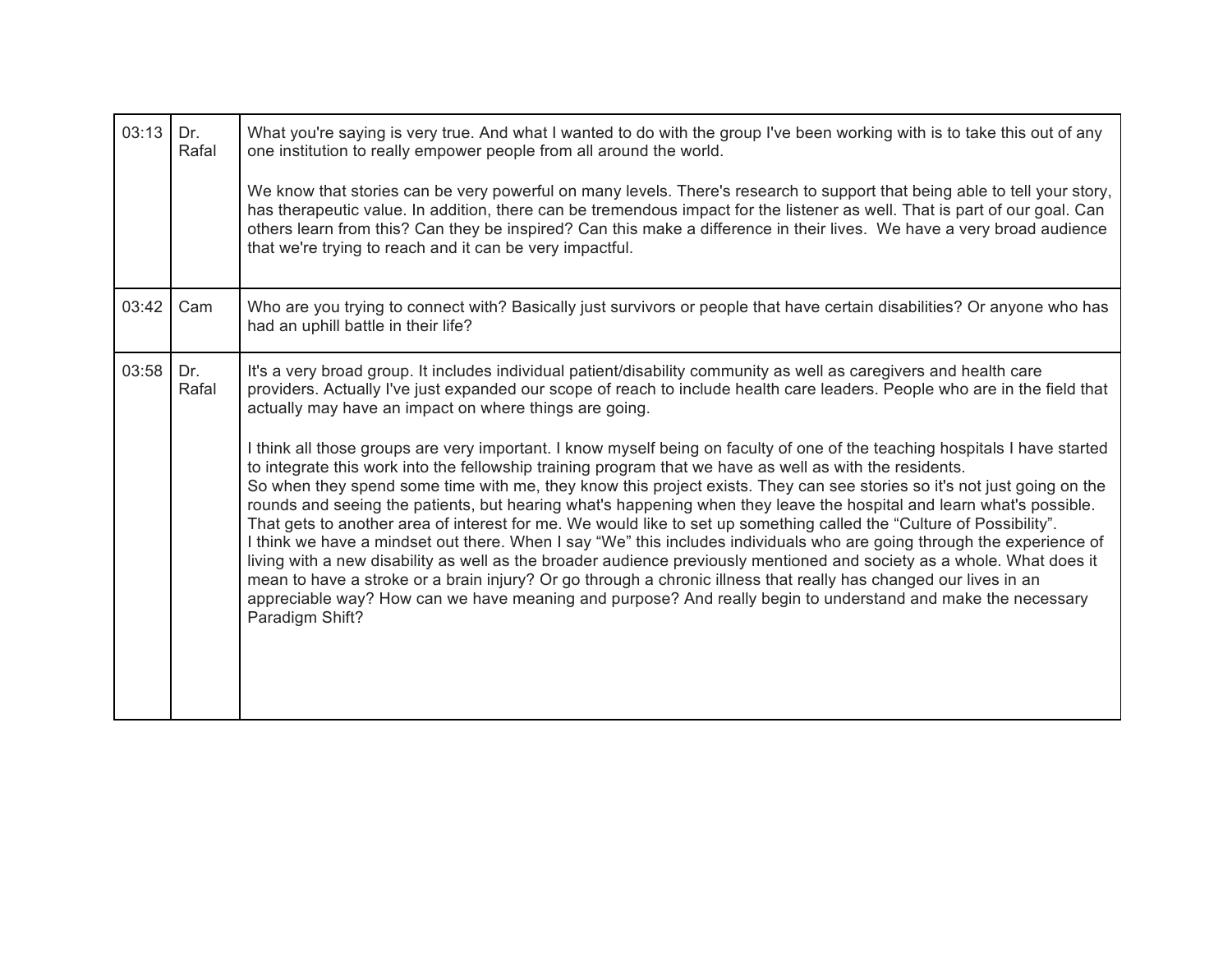| | | |
|---|---|---|
| 03:13 | Dr. Rafal | What you're saying is very true. And what I wanted to do with the group I've been working with is to take this out of any one institution to really empower people from all around the world.<br><br>We know that stories can be very powerful on many levels. There's research to support that being able to tell your story, has therapeutic value. In addition, there can be tremendous impact for the listener as well. That is part of our goal. Can others learn from this? Can they be inspired? Can this make a difference in their lives.  We have a very broad audience that we're trying to reach and it can be very impactful. |
| 03:42 | Cam | Who are you trying to connect with? Basically just survivors or people that have certain disabilities? Or anyone who has had an uphill battle in their life? |
| 03:58 | Dr. Rafal | It's a very broad group. It includes individual patient/disability community as well as caregivers and health care providers. Actually I've just expanded our scope of reach to include health care leaders. People who are in the field that actually may have an impact on where things are going.<br><br>I think all those groups are very important. I know myself being on faculty of one of the teaching hospitals I have started to integrate this work into the fellowship training program that we have as well as with the residents.<br>So when they spend some time with me, they know this project exists. They can see stories so it's not just going on the rounds and seeing the patients, but hearing what's happening when they leave the hospital and learn what's possible. That gets to another area of interest for me. We would like to set up something called the "Culture of Possibility".<br>I think we have a mindset out there. When I say "We" this includes individuals who are going through the experience of living with a new disability as well as the broader audience previously mentioned and society as a whole. What does it mean to have a stroke or a brain injury? Or go through a chronic illness that really has changed our lives in an appreciable way? How can we have meaning and purpose? And really begin to understand and make the necessary Paradigm Shift? |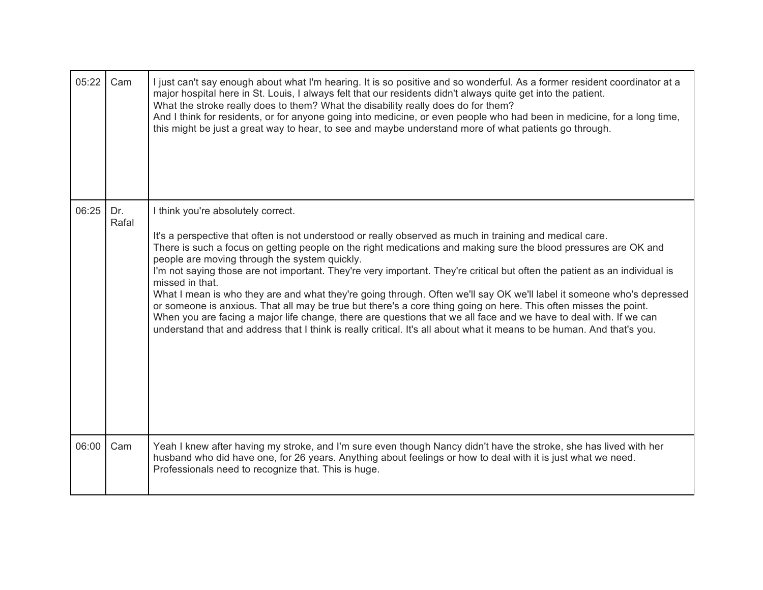| | | |
|---|---|---|
| 05:22 | Cam | I just can't say enough about what I'm hearing. It is so positive and so wonderful. As a former resident coordinator at a major hospital here in St. Louis, I always felt that our residents didn't always quite get into the patient.<br>What the stroke really does to them? What the disability really does do for them?<br>And I think for residents, or for anyone going into medicine, or even people who had been in medicine, for a long time, this might be just a great way to hear, to see and maybe understand more of what patients go through. |
| 06:25 | Dr. Rafal | I think you're absolutely correct.<br><br>It's a perspective that often is not understood or really observed as much in training and medical care.<br>There is such a focus on getting people on the right medications and making sure the blood pressures are OK and people are moving through the system quickly.<br>I'm not saying those are not important. They're very important. They're critical but often the patient as an individual is missed in that.<br>What I mean is who they are and what they're going through. Often we'll say OK we'll label it someone who's depressed or someone is anxious. That all may be true but there's a core thing going on here. This often misses the point.<br>When you are facing a major life change, there are questions that we all face and we have to deal with. If we can understand that and address that I think is really critical. It's all about what it means to be human. And that's you. |
| 06:00 | Cam | Yeah I knew after having my stroke, and I'm sure even though Nancy didn't have the stroke, she has lived with her husband who did have one, for 26 years. Anything about feelings or how to deal with it is just what we need. Professionals need to recognize that. This is huge. |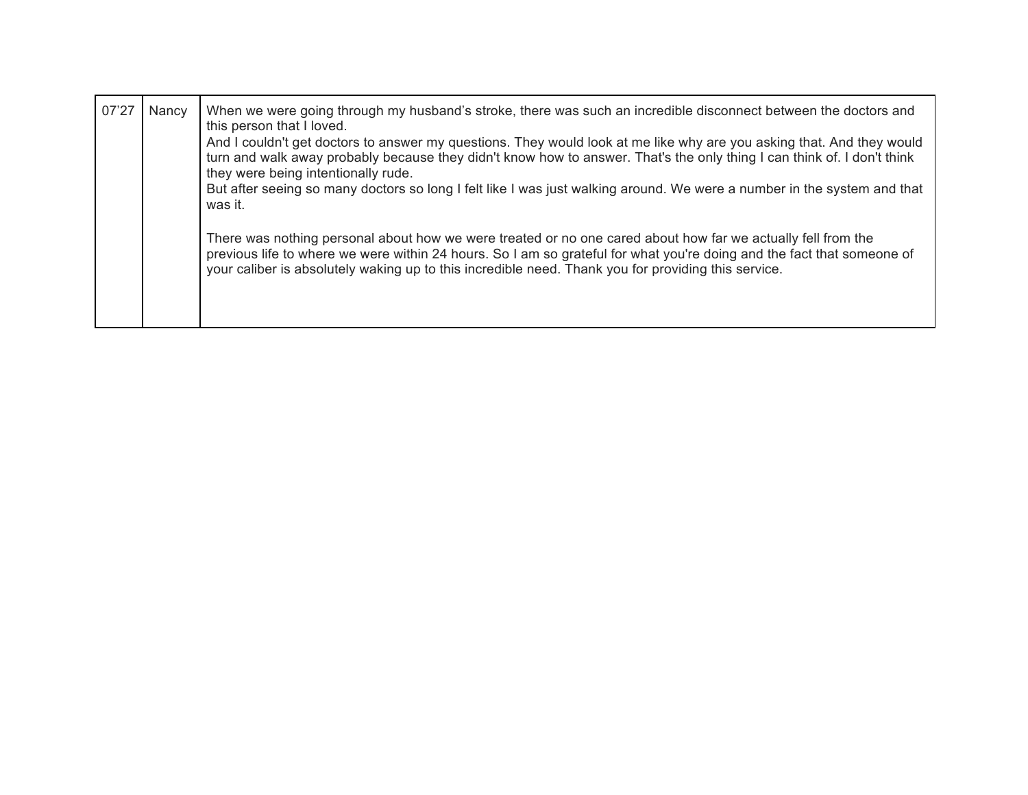| 07'27 | Nancy | When we were going through my husband's stroke, there was such an incredible disconnect between the doctors and this person that I loved.<br>And I couldn't get doctors to answer my questions. They would look at me like why are you asking that. And they would turn and walk away probably because they didn't know how to answer. That's the only thing I can think of. I don't think they were being intentionally rude.<br>But after seeing so many doctors so long I felt like I was just walking around. We were a number in the system and that was it.<br><br>There was nothing personal about how we were treated or no one cared about how far we actually fell from the previous life to where we were within 24 hours. So I am so grateful for what you're doing and the fact that someone of your caliber is absolutely waking up to this incredible need. Thank you for providing this service. |
|---|---|---|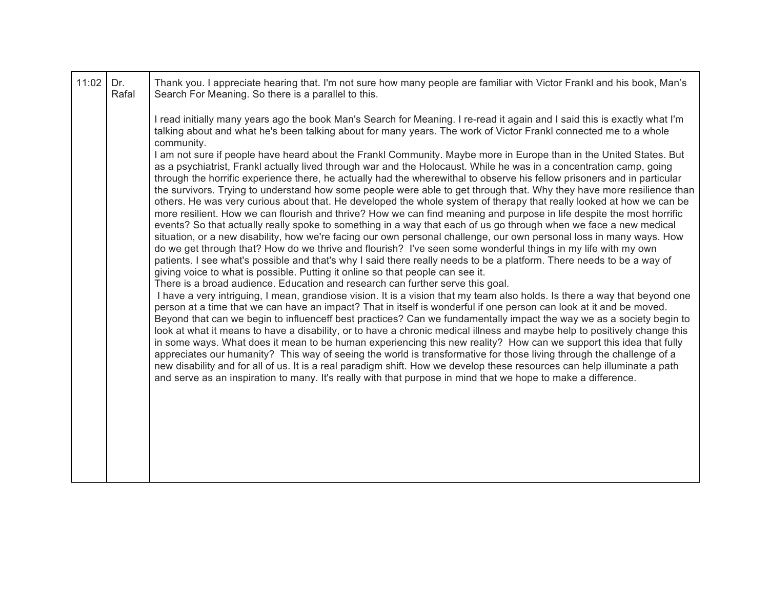| | | |
|---|---|---|
| 11:02 | Dr. Rafal | Thank you. I appreciate hearing that. I'm not sure how many people are familiar with Victor Frankl and his book, Man's Search For Meaning. So there is a parallel to this.<br><br>I read initially many years ago the book Man's Search for Meaning. I re-read it again and I said this is exactly what I'm talking about and what he's been talking about for many years. The work of Victor Frankl connected me to a whole community.<br>I am not sure if people have heard about the Frankl Community. Maybe more in Europe than in the United States. But as a psychiatrist, Frankl actually lived through war and the Holocaust. While he was in a concentration camp, going through the horrific experience there, he actually had the wherewithal to observe his fellow prisoners and in particular the survivors. Trying to understand how some people were able to get through that. Why they have more resilience than others. He was very curious about that. He developed the whole system of therapy that really looked at how we can be more resilient. How we can flourish and thrive? How we can find meaning and purpose in life despite the most horrific events? So that actually really spoke to something in a way that each of us go through when we face a new medical situation, or a new disability, how we're facing our own personal challenge, our own personal loss in many ways. How do we get through that? How do we thrive and flourish? I've seen some wonderful things in my life with my own patients. I see what's possible and that's why I said there really needs to be a platform. There needs to be a way of giving voice to what is possible. Putting it online so that people can see it.<br>There is a broad audience. Education and research can further serve this goal.<br>I have a very intriguing, I mean, grandiose vision. It is a vision that my team also holds. Is there a way that beyond one person at a time that we can have an impact? That in itself is wonderful if one person can look at it and be moved. Beyond that can we begin to influenceff best practices? Can we fundamentally impact the way we as a society begin to look at what it means to have a disability, or to have a chronic medical illness and maybe help to positively change this in some ways. What does it mean to be human experiencing this new reality? How can we support this idea that fully appreciates our humanity? This way of seeing the world is transformative for those living through the challenge of a new disability and for all of us. It is a real paradigm shift. How we develop these resources can help illuminate a path and serve as an inspiration to many. It's really with that purpose in mind that we hope to make a difference. |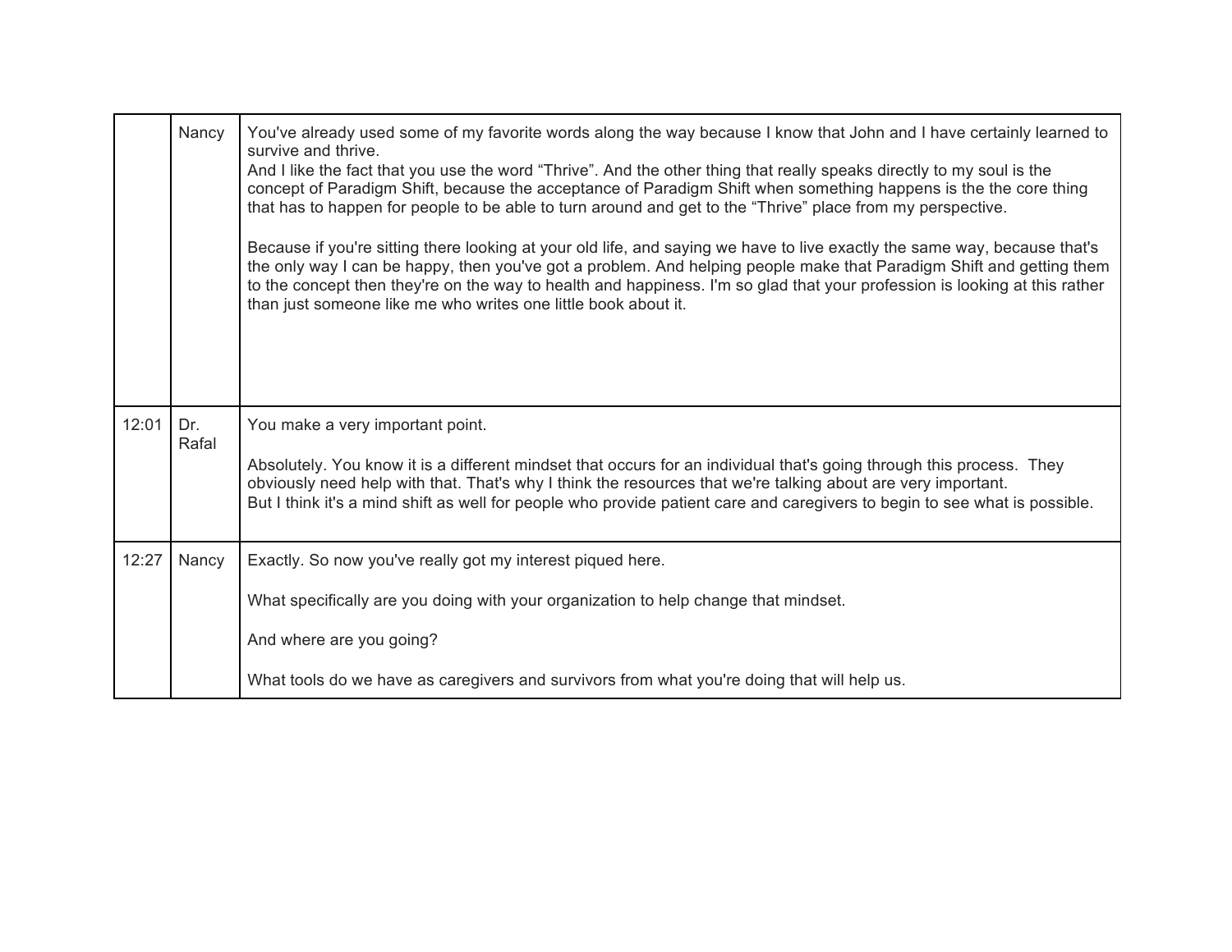| | | |
|---|---|---|
| | Nancy | You've already used some of my favorite words along the way because I know that John and I have certainly learned to survive and thrive.<br>And I like the fact that you use the word "Thrive". And the other thing that really speaks directly to my soul is the concept of Paradigm Shift, because the acceptance of Paradigm Shift when something happens is the the core thing that has to happen for people to be able to turn around and get to the "Thrive" place from my perspective.<br><br>Because if you're sitting there looking at your old life, and saying we have to live exactly the same way, because that's the only way I can be happy, then you've got a problem. And helping people make that Paradigm Shift and getting them to the concept then they're on the way to health and happiness. I'm so glad that your profession is looking at this rather than just someone like me who writes one little book about it. |
| 12:01 | Dr. Rafal | You make a very important point.<br><br>Absolutely. You know it is a different mindset that occurs for an individual that's going through this process. They obviously need help with that. That's why I think the resources that we're talking about are very important.<br>But I think it's a mind shift as well for people who provide patient care and caregivers to begin to see what is possible. |
| 12:27 | Nancy | Exactly. So now you've really got my interest piqued here.<br><br>What specifically are you doing with your organization to help change that mindset.<br><br>And where are you going?<br><br>What tools do we have as caregivers and survivors from what you're doing that will help us. |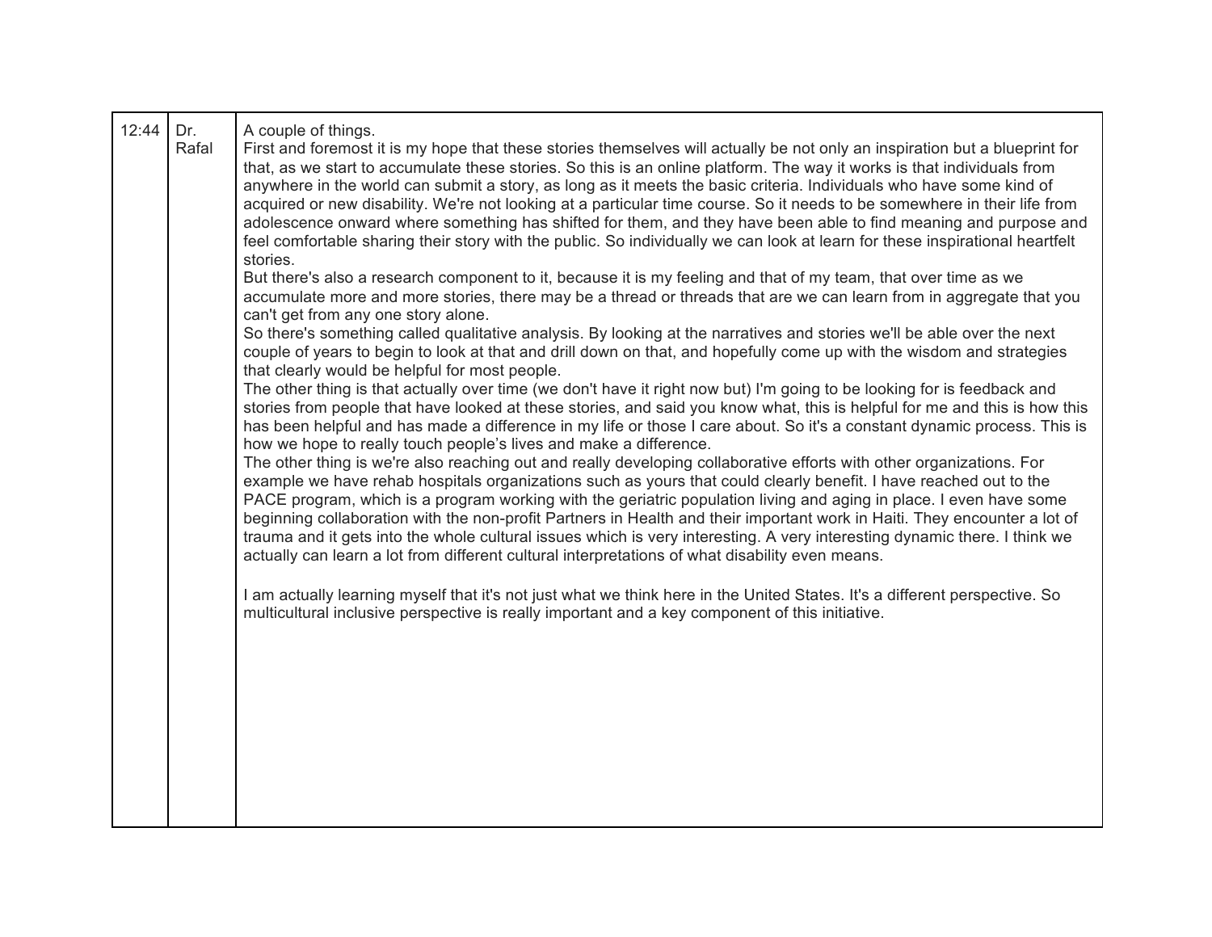| 12:44 | Dr. Rafal | A couple of things.<br>First and foremost it is my hope that these stories themselves will actually be not only an inspiration but a blueprint for that, as we start to accumulate these stories. So this is an online platform. The way it works is that individuals from anywhere in the world can submit a story, as long as it meets the basic criteria. Individuals who have some kind of acquired or new disability. We're not looking at a particular time course. So it needs to be somewhere in their life from adolescence onward where something has shifted for them, and they have been able to find meaning and purpose and feel comfortable sharing their story with the public. So individually we can look at learn for these inspirational heartfelt stories.<br>But there's also a research component to it, because it is my feeling and that of my team, that over time as we accumulate more and more stories, there may be a thread or threads that are we can learn from in aggregate that you can't get from any one story alone.<br>So there's something called qualitative analysis. By looking at the narratives and stories we'll be able over the next couple of years to begin to look at that and drill down on that, and hopefully come up with the wisdom and strategies that clearly would be helpful for most people.<br>The other thing is that actually over time (we don't have it right now but) I'm going to be looking for is feedback and stories from people that have looked at these stories, and said you know what, this is helpful for me and this is how this has been helpful and has made a difference in my life or those I care about. So it's a constant dynamic process. This is how we hope to really touch people's lives and make a difference.<br>The other thing is we're also reaching out and really developing collaborative efforts with other organizations. For example we have rehab hospitals organizations such as yours that could clearly benefit. I have reached out to the PACE program, which is a program working with the geriatric population living and aging in place. I even have some beginning collaboration with the non-profit Partners in Health and their important work in Haiti. They encounter a lot of trauma and it gets into the whole cultural issues which is very interesting. A very interesting dynamic there. I think we actually can learn a lot from different cultural interpretations of what disability even means.<br><br>I am actually learning myself that it's not just what we think here in the United States. It's a different perspective. So multicultural inclusive perspective is really important and a key component of this initiative. |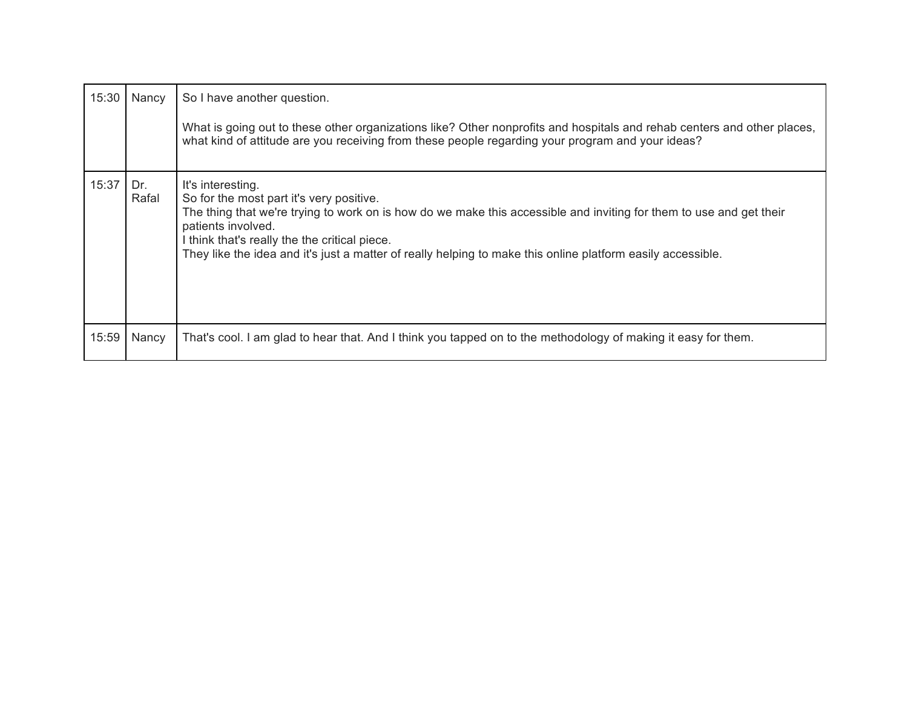| | | |
|---|---|---|
| 15:30 | Nancy | So I have another question.<br><br>What is going out to these other organizations like? Other nonprofits and hospitals and rehab centers and other places, what kind of attitude are you receiving from these people regarding your program and your ideas? |
| 15:37 | Dr. Rafal | It's interesting.<br>So for the most part it's very positive.<br>The thing that we're trying to work on is how do we make this accessible and inviting for them to use and get their patients involved.<br>I think that's really the the critical piece.<br>They like the idea and it's just a matter of really helping to make this online platform easily accessible. |
| 15:59 | Nancy | That's cool. I am glad to hear that. And I think you tapped on to the methodology of making it easy for them. |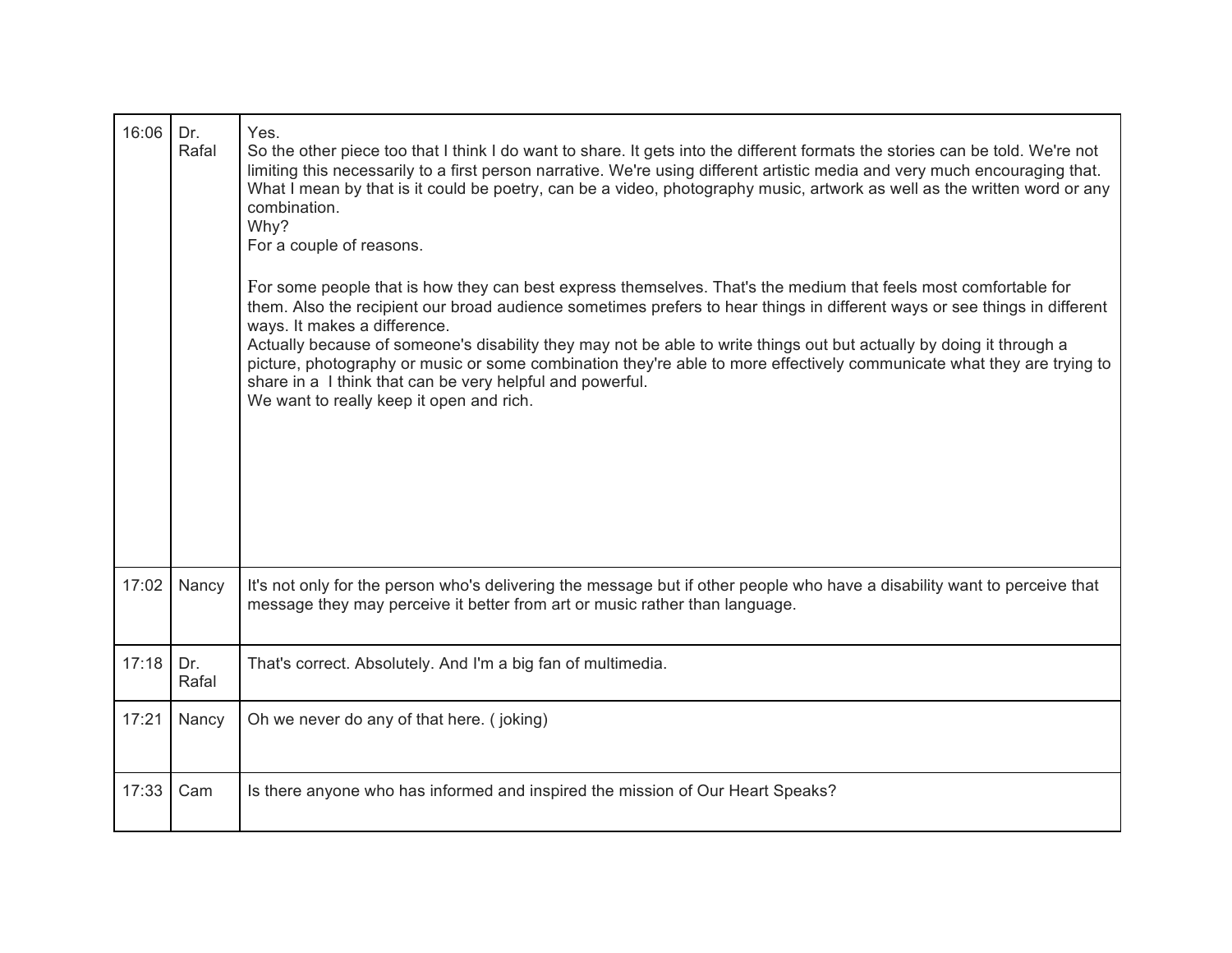| | | |
|---|---|---|
| 16:06 | Dr. Rafal | Yes.<br>So the other piece too that I think I do want to share. It gets into the different formats the stories can be told. We're not limiting this necessarily to a first person narrative. We're using different artistic media and very much encouraging that. What I mean by that is it could be poetry, can be a video, photography music, artwork as well as the written word or any combination.<br>Why?<br>For a couple of reasons.<br><br>For some people that is how they can best express themselves. That's the medium that feels most comfortable for them. Also the recipient our broad audience sometimes prefers to hear things in different ways or see things in different ways. It makes a difference.<br>Actually because of someone's disability they may not be able to write things out but actually by doing it through a picture, photography or music or some combination they're able to more effectively communicate what they are trying to share in a  I think that can be very helpful and powerful.<br>We want to really keep it open and rich. |
| 17:02 | Nancy | It's not only for the person who's delivering the message but if other people who have a disability want to perceive that message they may perceive it better from art or music rather than language. |
| 17:18 | Dr. Rafal | That's correct. Absolutely. And I'm a big fan of multimedia. |
| 17:21 | Nancy | Oh we never do any of that here. ( joking) |
| 17:33 | Cam | Is there anyone who has informed and inspired the mission of Our Heart Speaks? |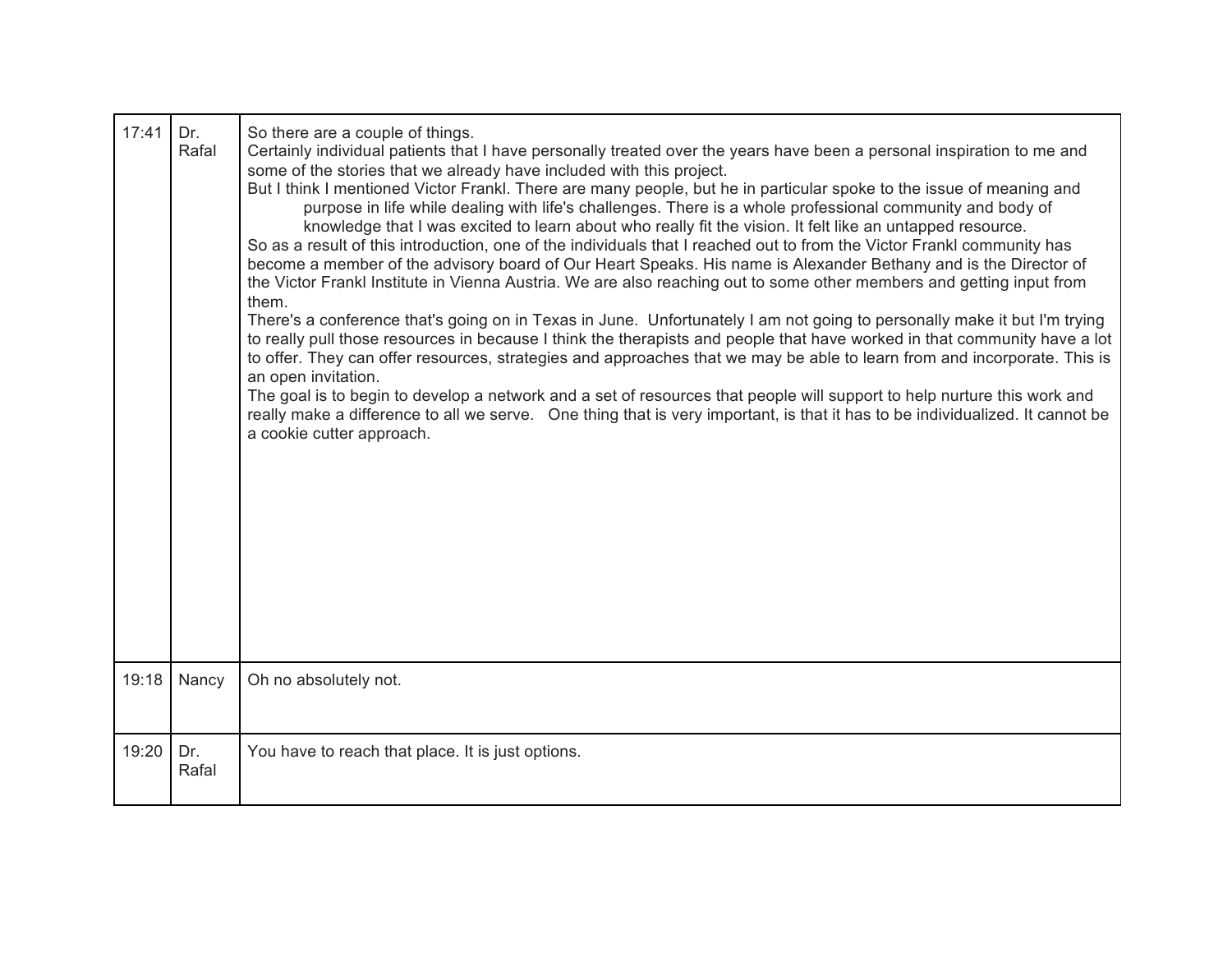| 17:41 | Dr. Rafal | So there are a couple of things.<br>Certainly individual patients that I have personally treated over the years have been a personal inspiration to me and some of the stories that we already have included with this project.<br>But I think I mentioned Victor Frankl. There are many people, but he in particular spoke to the issue of meaning and purpose in life while dealing with life's challenges. There is a whole professional community and body of knowledge that I was excited to learn about who really fit the vision. It felt like an untapped resource.<br>So as a result of this introduction, one of the individuals that I reached out to from the Victor Frankl community has become a member of the advisory board of Our Heart Speaks. His name is Alexander Bethany and is the Director of the Victor Frankl Institute in Vienna Austria. We are also reaching out to some other members and getting input from them.<br>There's a conference that's going on in Texas in June.  Unfortunately I am not going to personally make it but I'm trying to really pull those resources in because I think the therapists and people that have worked in that community have a lot to offer. They can offer resources, strategies and approaches that we may be able to learn from and incorporate. This is an open invitation.<br>The goal is to begin to develop a network and a set of resources that people will support to help nurture this work and really make a difference to all we serve.   One thing that is very important, is that it has to be individualized. It cannot be a cookie cutter approach. |
|---|---|---|
| 19:18 | Nancy | Oh no absolutely not. |
| 19:20 | Dr. Rafal | You have to reach that place. It is just options. |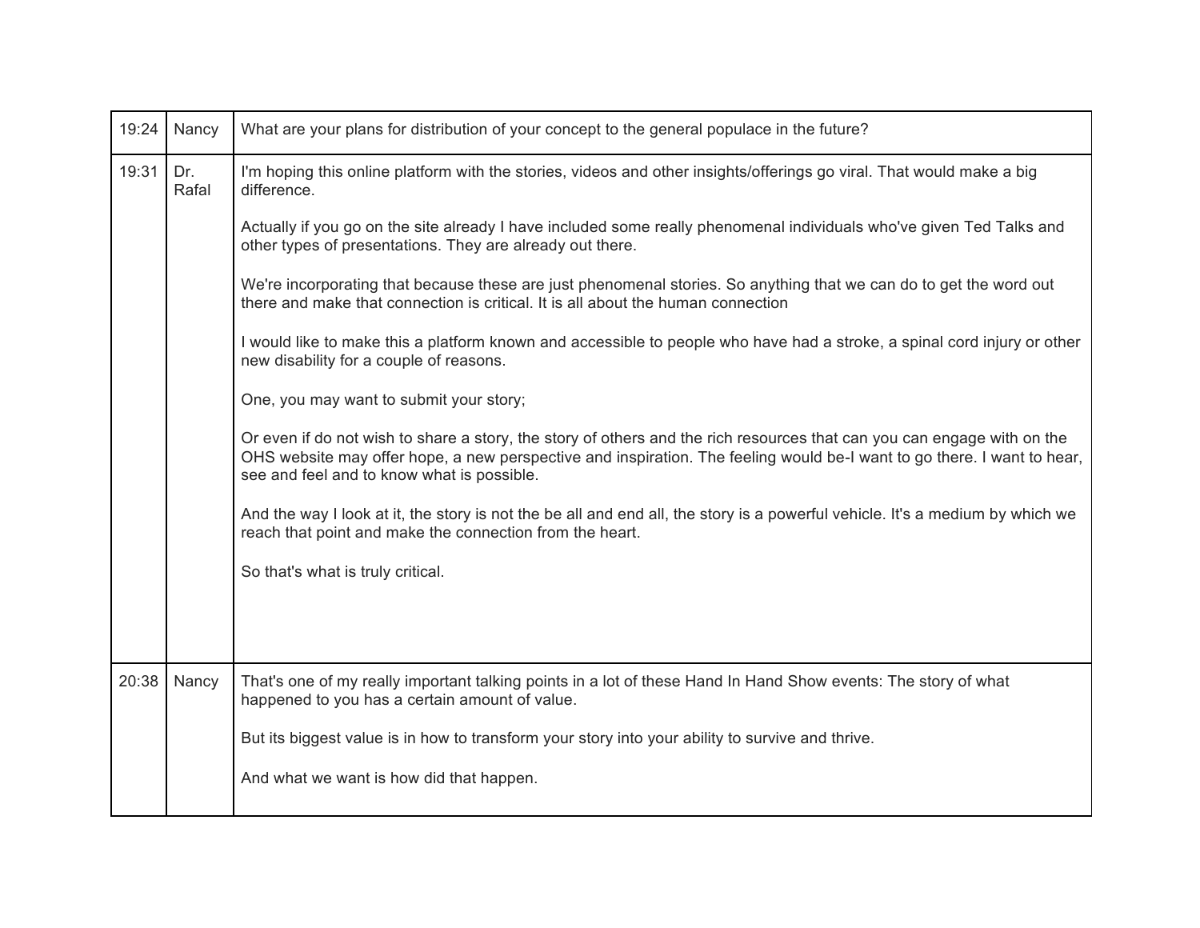| | | |
|---|---|---|
| 19:24 | Nancy | What are your plans for distribution of your concept to the general populace in the future? |
| 19:31 | Dr. Rafal | I'm hoping this online platform with the stories, videos and other insights/offerings go viral. That would make a big difference.<br><br>Actually if you go on the site already I have included some really phenomenal individuals who've given Ted Talks and other types of presentations. They are already out there.<br><br>We're incorporating that because these are just phenomenal stories. So anything that we can do to get the word out there and make that connection is critical. It is all about the human connection<br><br>I would like to make this a platform known and accessible to people who have had a stroke, a spinal cord injury or other new disability for a couple of reasons.<br><br>One, you may want to submit your story;<br><br>Or even if do not wish to share a story, the story of others and the rich resources that can you can engage with on the OHS website may offer hope, a new perspective and inspiration. The feeling would be-I want to go there. I want to hear, see and feel and to know what is possible.<br><br>And the way I look at it, the story is not the be all and end all, the story is a powerful vehicle. It's a medium by which we reach that point and make the connection from the heart.<br><br>So that's what is truly critical. |
| 20:38 | Nancy | That's one of my really important talking points in a lot of these Hand In Hand Show events: The story of what happened to you has a certain amount of value.<br><br>But its biggest value is in how to transform your story into your ability to survive and thrive.<br><br>And what we want is how did that happen. |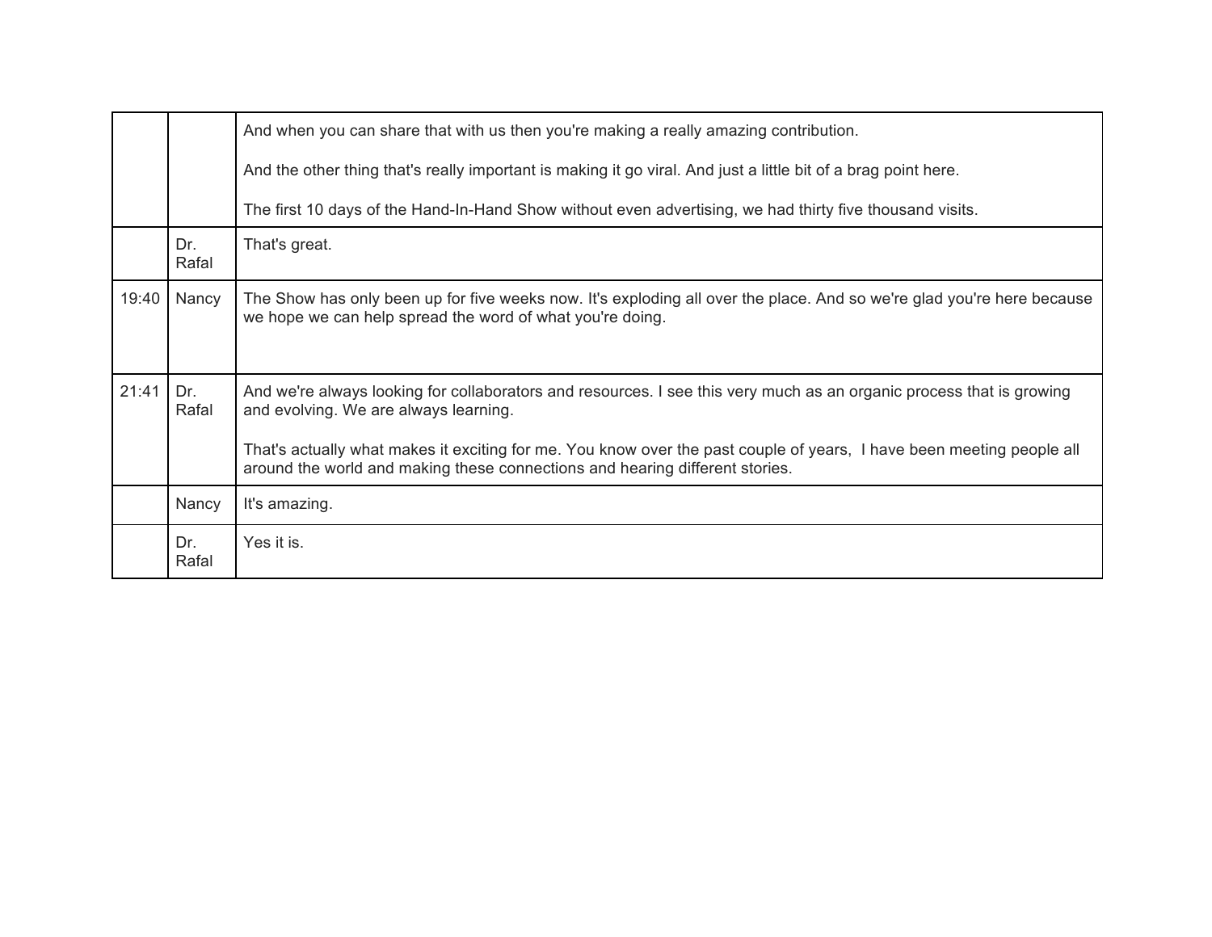| | | |
|---|---|---|
| | | And when you can share that with us then you're making a really amazing contribution.<br><br>And the other thing that's really important is making it go viral. And just a little bit of a brag point here.<br><br>The first 10 days of the Hand-In-Hand Show without even advertising, we had thirty five thousand visits. |
| | Dr. Rafal | That's great. |
| 19:40 | Nancy | The Show has only been up for five weeks now. It's exploding all over the place. And so we're glad you're here because we hope we can help spread the word of what you're doing. |
| 21:41 | Dr. Rafal | And we're always looking for collaborators and resources. I see this very much as an organic process that is growing and evolving. We are always learning.<br><br>That's actually what makes it exciting for me. You know over the past couple of years, I have been meeting people all around the world and making these connections and hearing different stories. |
| | Nancy | It's amazing. |
| | Dr. Rafal | Yes it is. |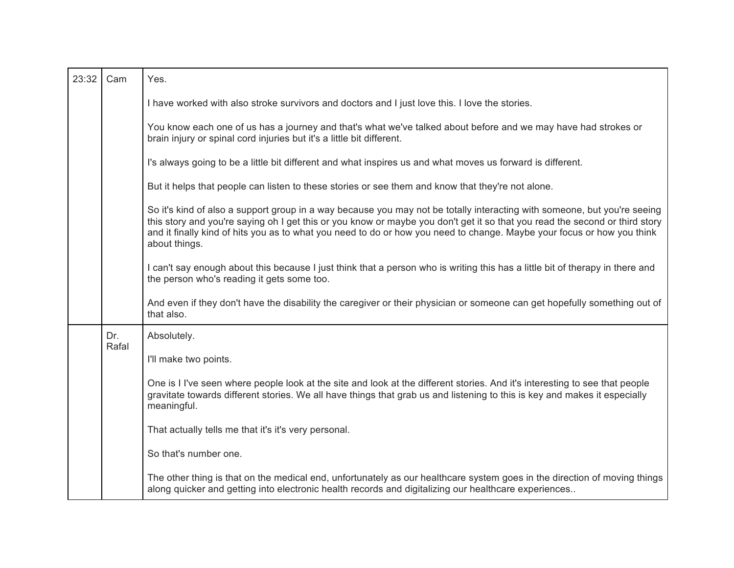| | | |
|---|---|---|
| 23:32 | Cam | Yes.<br><br>I have worked with also stroke survivors and doctors and I just love this. I love the stories.<br><br>You know each one of us has a journey and that's what we've talked about before and we may have had strokes or brain injury or spinal cord injuries but it's a little bit different.<br><br>I's always going to be a little bit different and what inspires us and what moves us forward is different.<br><br>But it helps that people can listen to these stories or see them and know that they're not alone.<br><br>So it's kind of also a support group in a way because you may not be totally interacting with someone, but you're seeing this story and you're saying oh I get this or you know or maybe you don't get it so that you read the second or third story and it finally kind of hits you as to what you need to do or how you need to change. Maybe your focus or how you think about things.<br><br>I can't say enough about this because I just think that a person who is writing this has a little bit of therapy in there and the person who's reading it gets some too.<br><br>And even if they don't have the disability the caregiver or their physician or someone can get hopefully something out of that also. |
| | Dr. Rafal | Absolutely.<br><br>I'll make two points.<br><br>One is I I've seen where people look at the site and look at the different stories. And it's interesting to see that people gravitate towards different stories. We all have things that grab us and listening to this is key and makes it especially meaningful.<br><br>That actually tells me that it's it's very personal.<br><br>So that's number one.<br><br>The other thing is that on the medical end, unfortunately as our healthcare system goes in the direction of moving things along quicker and getting into electronic health records and digitalizing our healthcare experiences.. |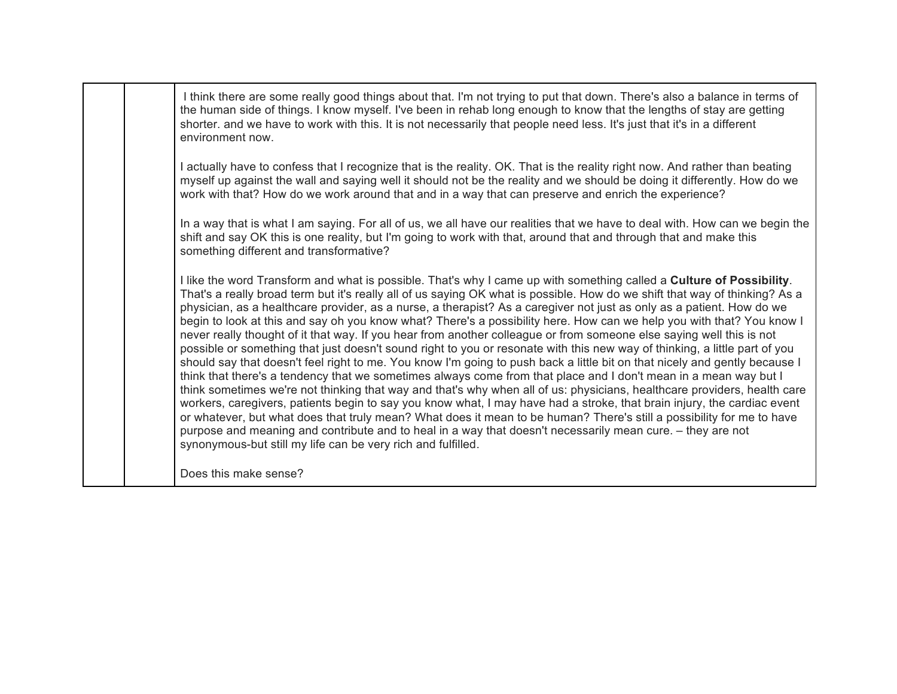| | | |
|---|---|---|
| | | I think there are some really good things about that. I'm not trying to put that down. There's also a balance in terms of the human side of things. I know myself. I've been in rehab long enough to know that the lengths of stay are getting shorter. and we have to work with this. It is not necessarily that people need less. It's just that it's in a different environment now.<br><br>I actually have to confess that I recognize that is the reality. OK. That is the reality right now. And rather than beating myself up against the wall and saying well it should not be the reality and we should be doing it differently. How do we work with that? How do we work around that and in a way that can preserve and enrich the experience?<br><br>In a way that is what I am saying. For all of us, we all have our realities that we have to deal with. How can we begin the shift and say OK this is one reality, but I'm going to work with that, around that and through that and make this something different and transformative?<br><br>I like the word Transform and what is possible. That's why I came up with something called a **Culture of Possibility**. That's a really broad term but it's really all of us saying OK what is possible. How do we shift that way of thinking? As a physician, as a healthcare provider, as a nurse, a therapist? As a caregiver not just as only as a patient. How do we begin to look at this and say oh you know what? There's a possibility here. How can we help you with that? You know I never really thought of it that way. If you hear from another colleague or from someone else saying well this is not possible or something that just doesn't sound right to you or resonate with this new way of thinking, a little part of you should say that doesn't feel right to me. You know I'm going to push back a little bit on that nicely and gently because I think that there's a tendency that we sometimes always come from that place and I don't mean in a mean way but I think sometimes we're not thinking that way and that's why when all of us: physicians, healthcare providers, health care workers, caregivers, patients begin to say you know what, I may have had a stroke, that brain injury, the cardiac event or whatever, but what does that truly mean? What does it mean to be human? There's still a possibility for me to have purpose and meaning and contribute and to heal in a way that doesn't necessarily mean cure. – they are not synonymous-but still my life can be very rich and fulfilled.<br><br>Does this make sense? |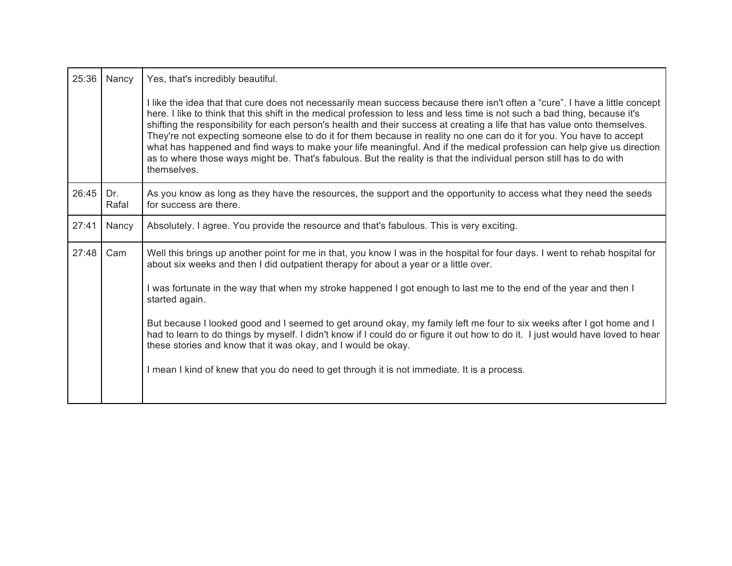| | | |
|---|---|---|
| 25:36 | Nancy | Yes, that's incredibly beautiful.<br><br>I like the idea that that cure does not necessarily mean success because there isn't often a “cure”. I have a little concept here. I like to think that this shift in the medical profession to less and less time is not such a bad thing, because it's shifting the responsibility for each person's health and their success at creating a life that has value onto themselves. They're not expecting someone else to do it for them because in reality no one can do it for you. You have to accept what has happened and find ways to make your life meaningful. And if the medical profession can help give us direction as to where those ways might be. That's fabulous. But the reality is that the individual person still has to do with themselves. |
| 26:45 | Dr. Rafal | As you know as long as they have the resources, the support and the opportunity to access what they need the seeds for success are there. |
| 27:41 | Nancy | Absolutely. I agree. You provide the resource and that's fabulous. This is very exciting. |
| 27:48 | Cam | Well this brings up another point for me in that, you know I was in the hospital for four days. I went to rehab hospital for about six weeks and then I did outpatient therapy for about a year or a little over.<br><br>I was fortunate in the way that when my stroke happened I got enough to last me to the end of the year and then I started again.<br><br>But because I looked good and I seemed to get around okay, my family left me four to six weeks after I got home and I had to learn to do things by myself. I didn't know if I could do or figure it out how to do it. I just would have loved to hear these stories and know that it was okay, and I would be okay.<br><br>I mean I kind of knew that you do need to get through it is not immediate. It is a process. |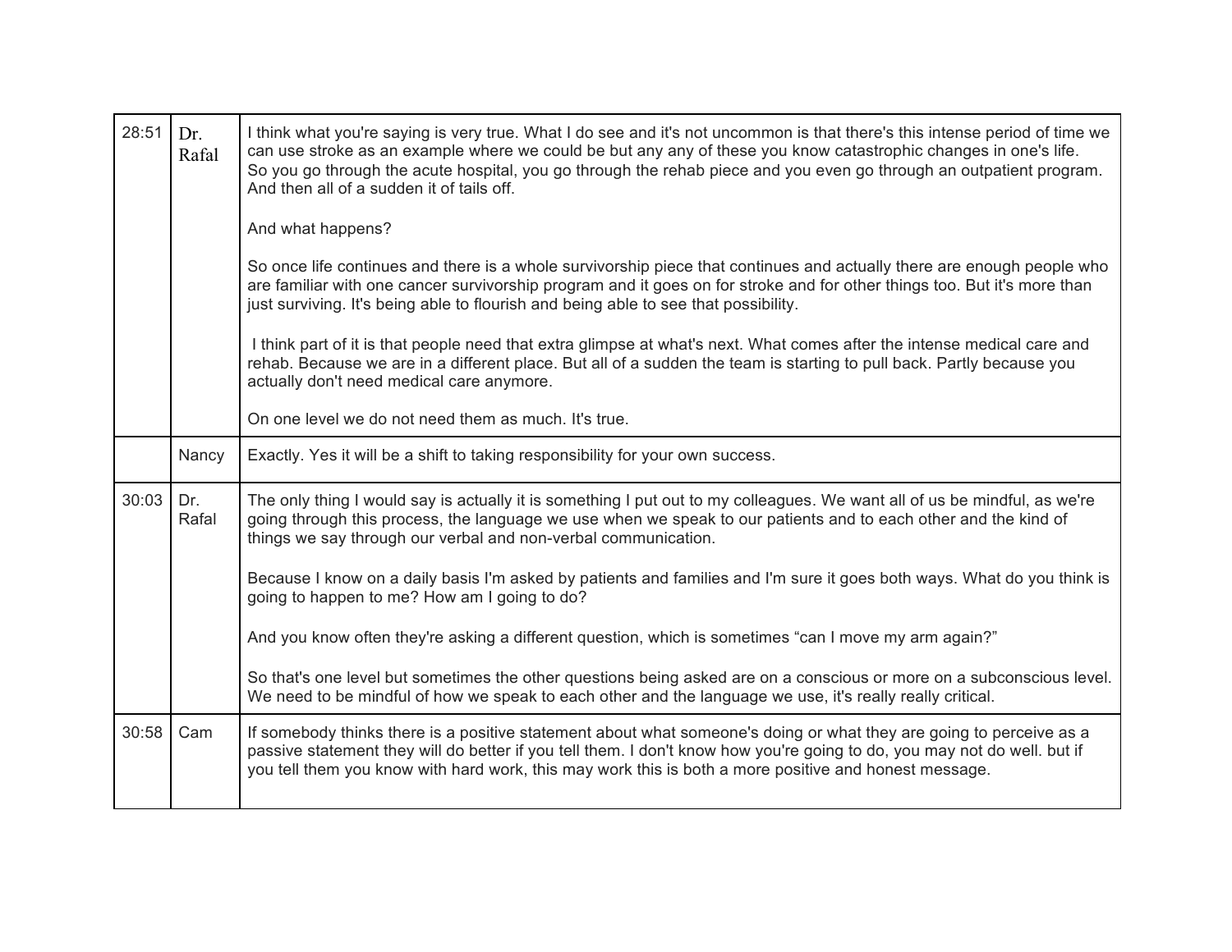| | | |
|---|---|---|
| 28:51 | Dr. Rafal | I think what you're saying is very true. What I do see and it's not uncommon is that there's this intense period of time we can use stroke as an example where we could be but any any of these you know catastrophic changes in one's life. So you go through the acute hospital, you go through the rehab piece and you even go through an outpatient program. And then all of a sudden it of tails off.<br><br>And what happens?<br><br>So once life continues and there is a whole survivorship piece that continues and actually there are enough people who are familiar with one cancer survivorship program and it goes on for stroke and for other things too. But it's more than just surviving. It's being able to flourish and being able to see that possibility.<br><br>I think part of it is that people need that extra glimpse at what's next. What comes after the intense medical care and rehab. Because we are in a different place. But all of a sudden the team is starting to pull back. Partly because you actually don't need medical care anymore.<br><br>On one level we do not need them as much. It's true. |
| | Nancy | Exactly. Yes it will be a shift to taking responsibility for your own success. |
| 30:03 | Dr. Rafal | The only thing I would say is actually it is something I put out to my colleagues. We want all of us be mindful, as we're going through this process, the language we use when we speak to our patients and to each other and the kind of things we say through our verbal and non-verbal communication.<br><br>Because I know on a daily basis I'm asked by patients and families and I'm sure it goes both ways. What do you think is going to happen to me? How am I going to do?<br><br>And you know often they're asking a different question, which is sometimes "can I move my arm again?"<br><br>So that's one level but sometimes the other questions being asked are on a conscious or more on a subconscious level. We need to be mindful of how we speak to each other and the language we use, it's really really critical. |
| 30:58 | Cam | If somebody thinks there is a positive statement about what someone's doing or what they are going to perceive as a passive statement they will do better if you tell them. I don't know how you're going to do, you may not do well. but if you tell them you know with hard work, this may work this is both a more positive and honest message. |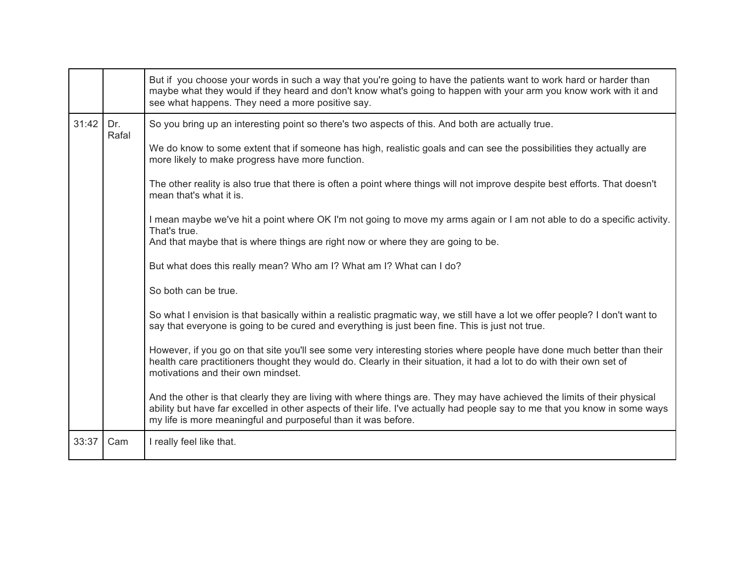| | | |
|---|---|---|
| | | But if  you choose your words in such a way that you're going to have the patients want to work hard or harder than maybe what they would if they heard and don't know what's going to happen with your arm you know work with it and see what happens. They need a more positive say. |
| 31:42 | Dr. Rafal | So you bring up an interesting point so there's two aspects of this. And both are actually true.<br><br>We do know to some extent that if someone has high, realistic goals and can see the possibilities they actually are more likely to make progress have more function.<br><br>The other reality is also true that there is often a point where things will not improve despite best efforts. That doesn't mean that's what it is.<br><br>I mean maybe we've hit a point where OK I'm not going to move my arms again or I am not able to do a specific activity. That's true.<br>And that maybe that is where things are right now or where they are going to be.<br><br>But what does this really mean? Who am I? What am I? What can I do?<br><br>So both can be true.<br><br>So what I envision is that basically within a realistic pragmatic way, we still have a lot we offer people? I don't want to say that everyone is going to be cured and everything is just been fine. This is just not true.<br><br>However, if you go on that site you'll see some very interesting stories where people have done much better than their health care practitioners thought they would do. Clearly in their situation, it had a lot to do with their own set of motivations and their own mindset.<br><br>And the other is that clearly they are living with where things are. They may have achieved the limits of their physical ability but have far excelled in other aspects of their life. I've actually had people say to me that you know in some ways my life is more meaningful and purposeful than it was before. |
| 33:37 | Cam | I really feel like that. |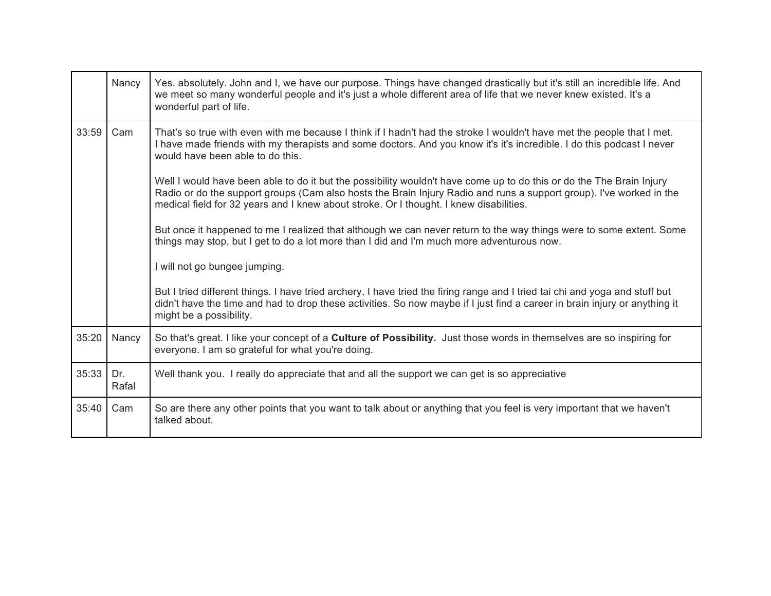| | | |
|---|---|---|
| | Nancy | Yes. absolutely. John and I, we have our purpose. Things have changed drastically but it's still an incredible life. And we meet so many wonderful people and it's just a whole different area of life that we never knew existed. It's a wonderful part of life. |
| 33:59 | Cam | That's so true with even with me because I think if I hadn't had the stroke I wouldn't have met the people that I met. I have made friends with my therapists and some doctors. And you know it's it's incredible. I do this podcast I never would have been able to do this.<br><br>Well I would have been able to do it but the possibility wouldn't have come up to do this or do the The Brain Injury Radio or do the support groups (Cam also hosts the Brain Injury Radio and runs a support group). I've worked in the medical field for 32 years and I knew about stroke. Or I thought. I knew disabilities.<br><br>But once it happened to me I realized that although we can never return to the way things were to some extent. Some things may stop, but I get to do a lot more than I did and I'm much more adventurous now.<br><br>I will not go bungee jumping.<br><br>But I tried different things. I have tried archery, I have tried the firing range and I tried tai chi and yoga and stuff but didn't have the time and had to drop these activities. So now maybe if I just find a career in brain injury or anything it might be a possibility. |
| 35:20 | Nancy | So that's great. I like your concept of a **Culture of Possibility.** Just those words in themselves are so inspiring for everyone. I am so grateful for what you're doing. |
| 35:33 | Dr. Rafal | Well thank you. I really do appreciate that and all the support we can get is so appreciative |
| 35:40 | Cam | So are there any other points that you want to talk about or anything that you feel is very important that we haven't talked about. |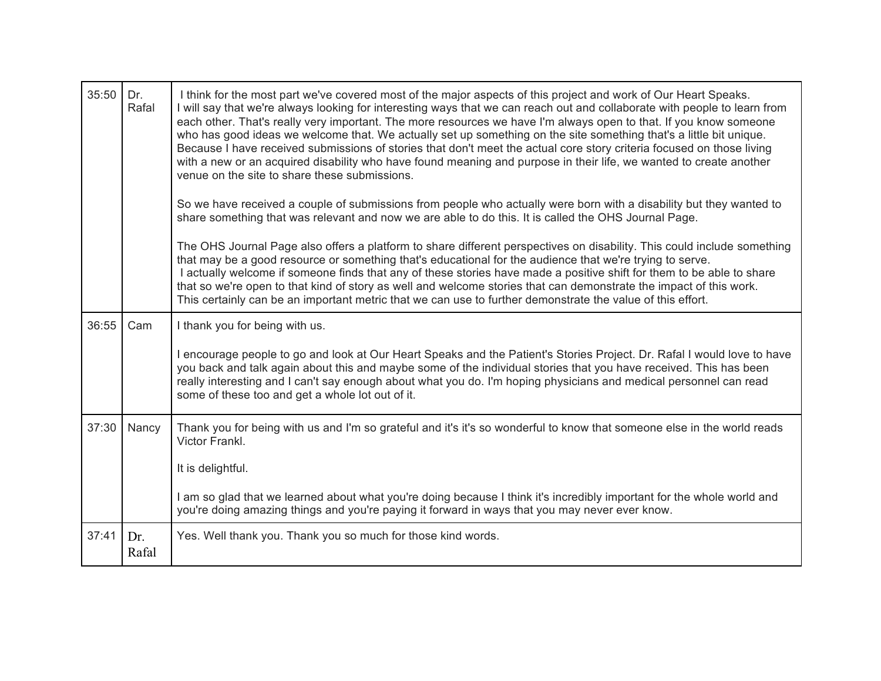| | | |
|---|---|---|
| 35:50 | Dr. Rafal | I think for the most part we've covered most of the major aspects of this project and work of Our Heart Speaks. I will say that we're always looking for interesting ways that we can reach out and collaborate with people to learn from each other. That's really very important. The more resources we have I'm always open to that. If you know someone who has good ideas we welcome that. We actually set up something on the site something that's a little bit unique. Because I have received submissions of stories that don't meet the actual core story criteria focused on those living with a new or an acquired disability who have found meaning and purpose in their life, we wanted to create another venue on the site to share these submissions.<br><br>So we have received a couple of submissions from people who actually were born with a disability but they wanted to share something that was relevant and now we are able to do this. It is called the OHS Journal Page.<br><br>The OHS Journal Page also offers a platform to share different perspectives on disability. This could include something that may be a good resource or something that's educational for the audience that we're trying to serve. I actually welcome if someone finds that any of these stories have made a positive shift for them to be able to share that so we're open to that kind of story as well and welcome stories that can demonstrate the impact of this work. This certainly can be an important metric that we can use to further demonstrate the value of this effort. |
| 36:55 | Cam | I thank you for being with us.<br><br>I encourage people to go and look at Our Heart Speaks and the Patient's Stories Project. Dr. Rafal I would love to have you back and talk again about this and maybe some of the individual stories that you have received. This has been really interesting and I can't say enough about what you do. I'm hoping physicians and medical personnel can read some of these too and get a whole lot out of it. |
| 37:30 | Nancy | Thank you for being with us and I'm so grateful and it's it's so wonderful to know that someone else in the world reads Victor Frankl.<br><br>It is delightful.<br><br>I am so glad that we learned about what you're doing because I think it's incredibly important for the whole world and you're doing amazing things and you're paying it forward in ways that you may never ever know. |
| 37:41 | Dr. Rafal | Yes. Well thank you. Thank you so much for those kind words. |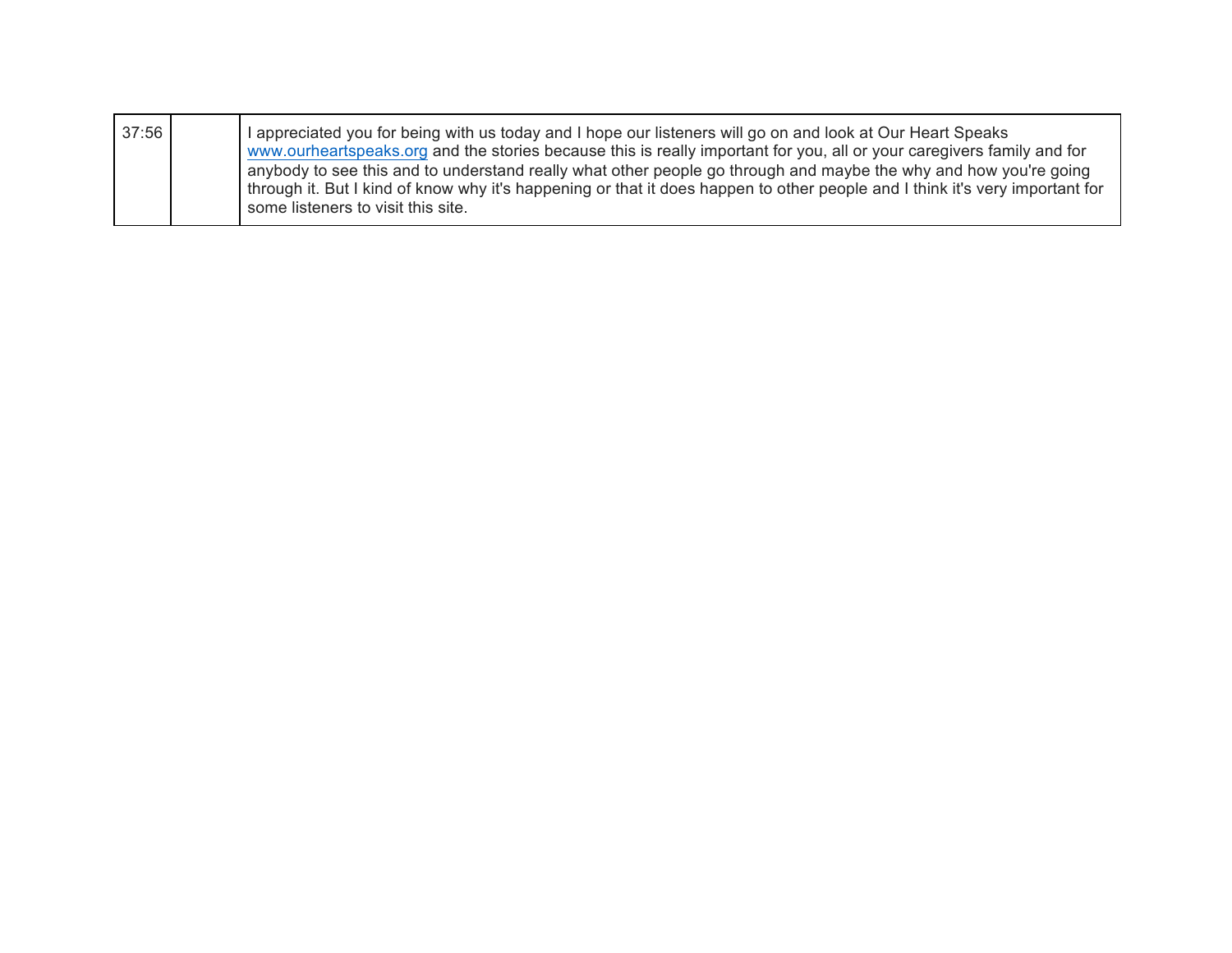| | | |
|---|---|---|
| 37:56 | | I appreciated you for being with us today and I hope our listeners will go on and look at Our Heart Speaks www.ourheartspeaks.org and the stories because this is really important for you, all or your caregivers family and for anybody to see this and to understand really what other people go through and maybe the why and how you're going through it. But I kind of know why it's happening or that it does happen to other people and I think it's very important for some listeners to visit this site. |